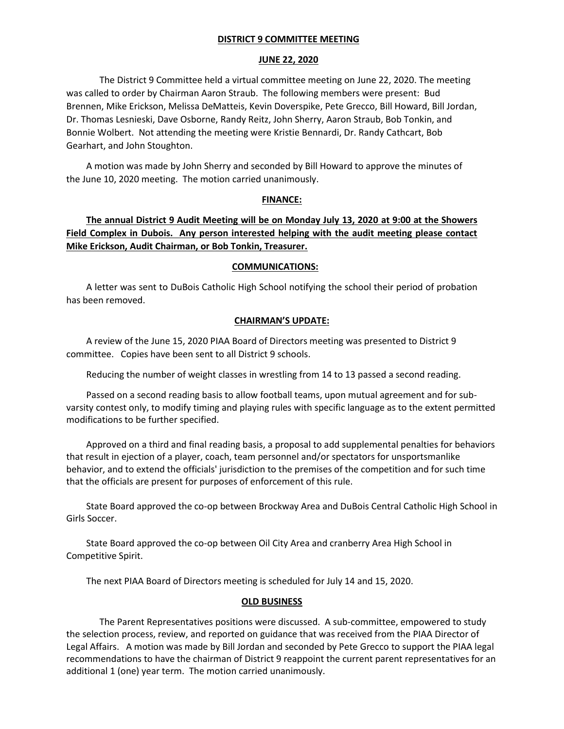**DISTRICT 9 COMMITTEE MEETING**

**JUNE 22, 2020**

The District 9 Committee held a virtual committee meeting on June 22, 2020. The meeting was called to order by Chairman Aaron Straub. The following members were present: Bud Brennen, Mike Erickson, Melissa DeMatteis, Kevin Doverspike, Pete Grecco, Bill Howard, Bill Jordan, Dr. Thomas Lesnieski, Dave Osborne, Randy Reitz, John Sherry, Aaron Straub, Bob Tonkin, and Bonnie Wolbert. Not attending the meeting were Kristie Bennardi, Dr. Randy Cathcart, Bob Gearhart, and John Stoughton.

A motion was made by John Sherry and seconded by Bill Howard to approve the minutes of the June 10, 2020 meeting. The motion carried unanimously.

**FINANCE:**

**The annual District 9 Audit Meeting will be on Monday July 13, 2020 at 9:00 at the Showers Field Complex in Dubois. Any person interested helping with the audit meeting please contact Mike Erickson, Audit Chairman, or Bob Tonkin, Treasurer.**

**COMMUNICATIONS:**

A letter was sent to DuBois Catholic High School notifying the school their period of probation has been removed.

**CHAIRMAN'S UPDATE:**

A review of the June 15, 2020 PIAA Board of Directors meeting was presented to District 9 committee. Copies have been sent to all District 9 schools.

Reducing the number of weight classes in wrestling from 14 to 13 passed a second reading.

Passed on a second reading basis to allow football teams, upon mutual agreement and for sub-varsity contest only, to modify timing and playing rules with specific language as to the extent permitted modifications to be further specified.

Approved on a third and final reading basis, a proposal to add supplemental penalties for behaviors that result in ejection of a player, coach, team personnel and/or spectators for unsportsmanlike behavior, and to extend the officials' jurisdiction to the premises of the competition and for such time that the officials are present for purposes of enforcement of this rule.

State Board approved the co-op between Brockway Area and DuBois Central Catholic High School in Girls Soccer.

State Board approved the co-op between Oil City Area and cranberry Area High School in Competitive Spirit.

The next PIAA Board of Directors meeting is scheduled for July 14 and 15, 2020.

**OLD BUSINESS**

The Parent Representatives positions were discussed. A sub-committee, empowered to study the selection process, review, and reported on guidance that was received from the PIAA Director of Legal Affairs. A motion was made by Bill Jordan and seconded by Pete Grecco to support the PIAA legal recommendations to have the chairman of District 9 reappoint the current parent representatives for an additional 1 (one) year term. The motion carried unanimously.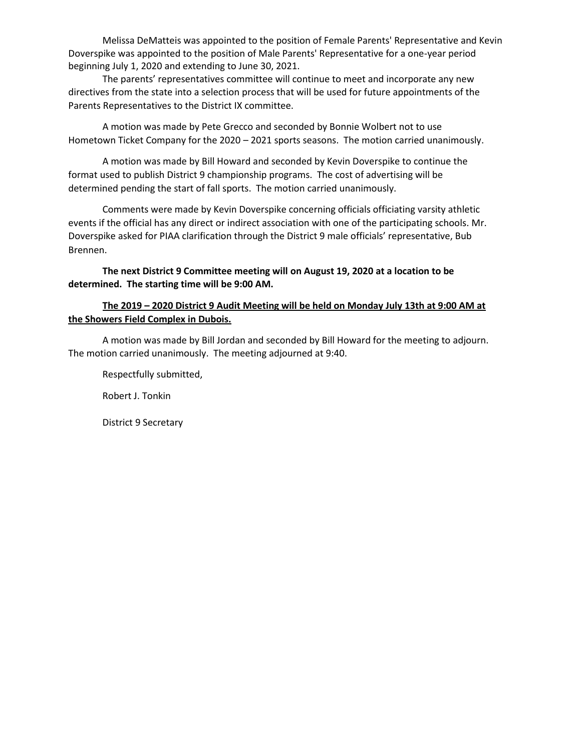Melissa DeMatteis was appointed to the position of Female Parents' Representative and Kevin Doverspike was appointed to the position of Male Parents' Representative for a one-year period beginning July 1, 2020 and extending to June 30, 2021.

The parents' representatives committee will continue to meet and incorporate any new directives from the state into a selection process that will be used for future appointments of the Parents Representatives to the District IX committee.

A motion was made by Pete Grecco and seconded by Bonnie Wolbert not to use Hometown Ticket Company for the 2020 – 2021 sports seasons. The motion carried unanimously.

A motion was made by Bill Howard and seconded by Kevin Doverspike to continue the format used to publish District 9 championship programs. The cost of advertising will be determined pending the start of fall sports. The motion carried unanimously.

Comments were made by Kevin Doverspike concerning officials officiating varsity athletic events if the official has any direct or indirect association with one of the participating schools. Mr. Doverspike asked for PIAA clarification through the District 9 male officials' representative, Bub Brennen.

**The next District 9 Committee meeting will on August 19, 2020 at a location to be determined. The starting time will be 9:00 AM.**

**<u>The 2019 – 2020 District 9 Audit Meeting will be held on Monday July 13th at 9:00 AM at the Showers Field Complex in Dubois.</u>**

A motion was made by Bill Jordan and seconded by Bill Howard for the meeting to adjourn. The motion carried unanimously. The meeting adjourned at 9:40.

Respectfully submitted,

Robert J. Tonkin

District 9 Secretary